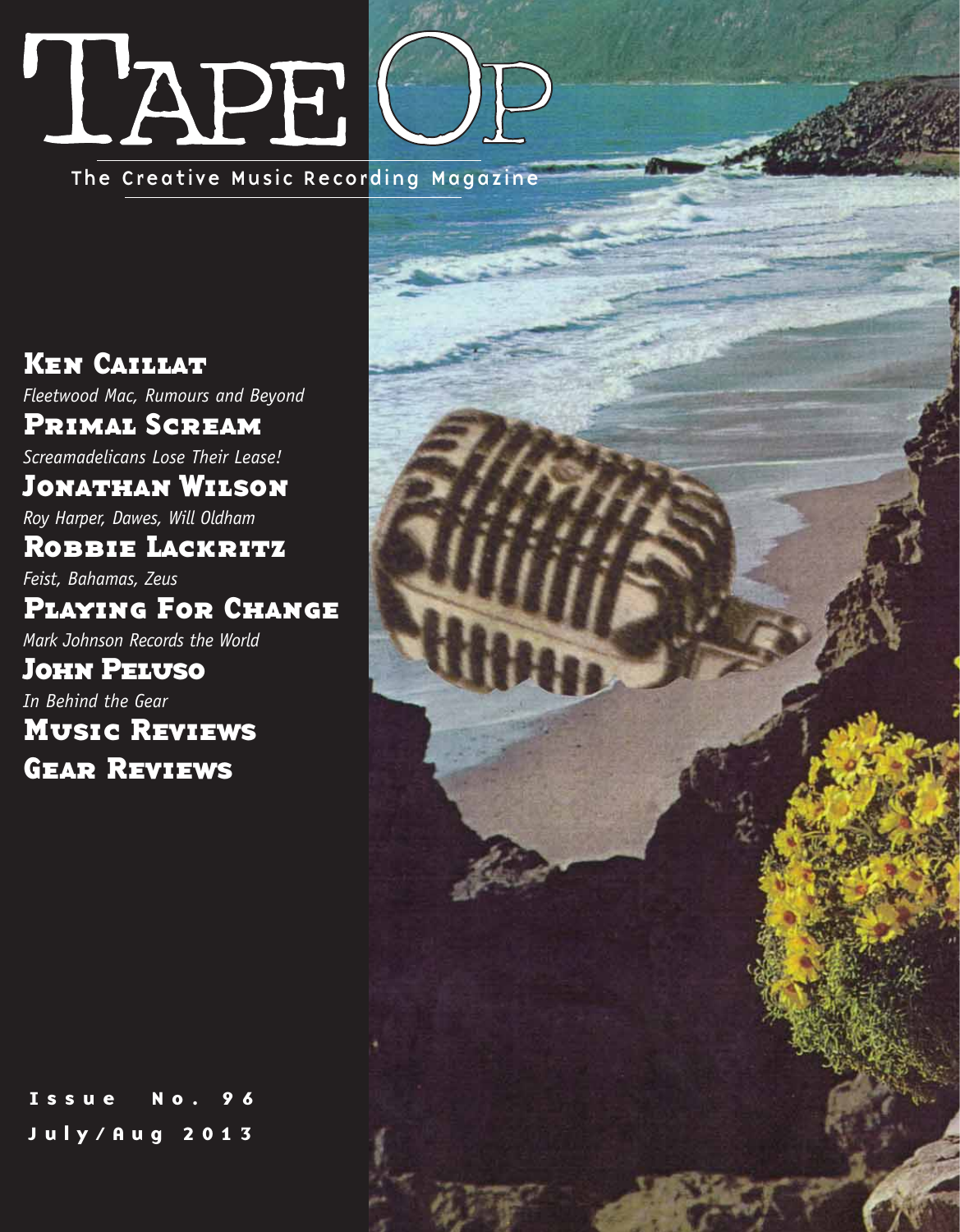# Tape Op

The Creative Music Recording Magazine

## Ken Caillat

*Fleetwood Mac, Rumours and Beyond*

## Primal Scream

*Screamadelicans Lose Their Lease!*

## Jonathan Wilson

*Roy Harper, Dawes, Will Oldham*

## Robbie Lackritz

*Feist, Bahamas, Zeus*

## Playing For Change

*Mark Johnson Records the World*

## John Peluso

*In Behind the Gear*

## Music Reviews

## Gear Reviews

Issue No. 96

July/Aug 2013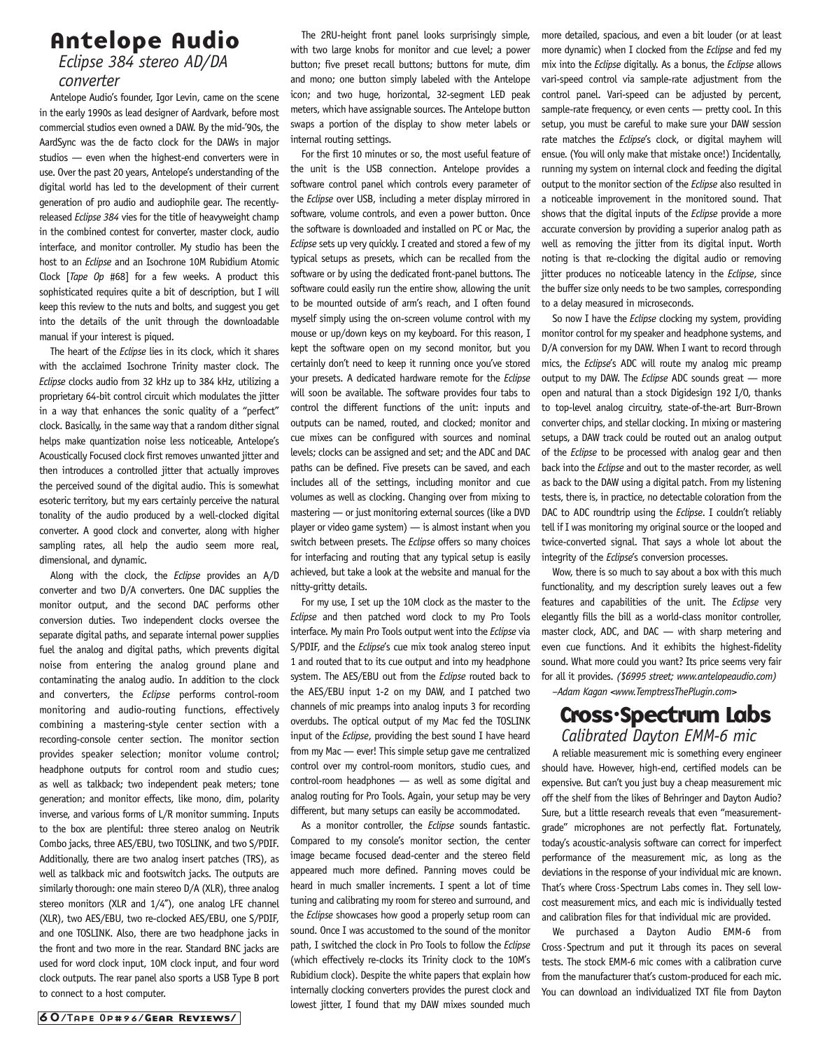# Antelope Audio

## *Eclipse 384 stereo AD/DA converter*

Antelope Audio's founder, Igor Levin, came on the scene in the early 1990s as lead designer of Aardvark, before most commercial studios even owned a DAW. By the mid-'90s, the AardSync was the de facto clock for the DAWs in major studios — even when the highest-end converters were in use. Over the past 20 years, Antelope's understanding of the digital world has led to the development of their current generation of pro audio and audiophile gear. The recently-released *Eclipse 384* vies for the title of heavyweight champ in the combined contest for converter, master clock, audio interface, and monitor controller. My studio has been the host to an *Eclipse* and an Isochrone 10M Rubidium Atomic Clock [*Tape Op* #68] for a few weeks. A product this sophisticated requires quite a bit of description, but I will keep this review to the nuts and bolts, and suggest you get into the details of the unit through the downloadable manual if your interest is piqued.

The heart of the *Eclipse* lies in its clock, which it shares with the acclaimed Isochrone Trinity master clock. The *Eclipse* clocks audio from 32 kHz up to 384 kHz, utilizing a proprietary 64-bit control circuit which modulates the jitter in a way that enhances the sonic quality of a "perfect" clock. Basically, in the same way that a random dither signal helps make quantization noise less noticeable, Antelope's Acoustically Focused clock first removes unwanted jitter and then introduces a controlled jitter that actually improves the perceived sound of the digital audio. This is somewhat esoteric territory, but my ears certainly perceive the natural tonality of the audio produced by a well-clocked digital converter. A good clock and converter, along with higher sampling rates, all help the audio seem more real, dimensional, and dynamic.

Along with the clock, the *Eclipse* provides an A/D converter and two D/A converters. One DAC supplies the monitor output, and the second DAC performs other conversion duties. Two independent clocks oversee the separate digital paths, and separate internal power supplies fuel the analog and digital paths, which prevents digital noise from entering the analog ground plane and contaminating the analog audio. In addition to the clock and converters, the *Eclipse* performs control-room monitoring and audio-routing functions, effectively combining a mastering-style center section with a recording-console center section. The monitor section provides speaker selection; monitor volume control; headphone outputs for control room and studio cues; as well as talkback; two independent peak meters; tone generation; and monitor effects, like mono, dim, polarity inverse, and various forms of L/R monitor summing. Inputs to the box are plentiful: three stereo analog on Neutrik Combo jacks, three AES/EBU, two TOSLINK, and two S/PDIF. Additionally, there are two analog insert patches (TRS), as well as talkback mic and footswitch jacks. The outputs are similarly thorough: one main stereo D/A (XLR), three analog stereo monitors (XLR and 1/4"), one analog LFE channel (XLR), two AES/EBU, two re-clocked AES/EBU, one S/PDIF, and one TOSLINK. Also, there are two headphone jacks in the front and two more in the rear. Standard BNC jacks are used for word clock input, 10M clock input, and four word clock outputs. The rear panel also sports a USB Type B port to connect to a host computer.

The 2RU-height front panel looks surprisingly simple, with two large knobs for monitor and cue level; a power button; five preset recall buttons; buttons for mute, dim and mono; one button simply labeled with the Antelope icon; and two huge, horizontal, 32-segment LED peak meters, which have assignable sources. The Antelope button swaps a portion of the display to show meter labels or internal routing settings.

For the first 10 minutes or so, the most useful feature of the unit is the USB connection. Antelope provides a software control panel which controls every parameter of the *Eclipse* over USB, including a meter display mirrored in software, volume controls, and even a power button. Once the software is downloaded and installed on PC or Mac, the *Eclipse* sets up very quickly. I created and stored a few of my typical setups as presets, which can be recalled from the software or by using the dedicated front-panel buttons. The software could easily run the entire show, allowing the unit to be mounted outside of arm's reach, and I often found myself simply using the on-screen volume control with my mouse or up/down keys on my keyboard. For this reason, I kept the software open on my second monitor, but you certainly don't need to keep it running once you've stored your presets. A dedicated hardware remote for the *Eclipse* will soon be available. The software provides four tabs to control the different functions of the unit: inputs and outputs can be named, routed, and clocked; monitor and cue mixes can be configured with sources and nominal levels; clocks can be assigned and set; and the ADC and DAC paths can be defined. Five presets can be saved, and each includes all of the settings, including monitor and cue volumes as well as clocking. Changing over from mixing to mastering — or just monitoring external sources (like a DVD player or video game system) — is almost instant when you switch between presets. The *Eclipse* offers so many choices for interfacing and routing that any typical setup is easily achieved, but take a look at the website and manual for the nitty-gritty details.

For my use, I set up the 10M clock as the master to the *Eclipse* and then patched word clock to my Pro Tools interface. My main Pro Tools output went into the *Eclipse* via S/PDIF, and the *Eclipse*'s cue mix took analog stereo input 1 and routed that to its cue output and into my headphone system. The AES/EBU out from the *Eclipse* routed back to the AES/EBU input 1-2 on my DAW, and I patched two channels of mic preamps into analog inputs 3 for recording overdubs. The optical output of my Mac fed the TOSLINK input of the *Eclipse*, providing the best sound I have heard from my Mac — ever! This simple setup gave me centralized control over my control-room monitors, studio cues, and control-room headphones — as well as some digital and analog routing for Pro Tools. Again, your setup may be very different, but many setups can easily be accommodated.

As a monitor controller, the *Eclipse* sounds fantastic. Compared to my console's monitor section, the center image became focused dead-center and the stereo field appeared much more defined. Panning moves could be heard in much smaller increments. I spent a lot of time tuning and calibrating my room for stereo and surround, and the *Eclipse* showcases how good a properly setup room can sound. Once I was accustomed to the sound of the monitor path, I switched the clock in Pro Tools to follow the *Eclipse* (which effectively re-clocks its Trinity clock to the 10M's Rubidium clock). Despite the white papers that explain how internally clocking converters provides the purest clock and lowest jitter, I found that my DAW mixes sounded much more detailed, spacious, and even a bit louder (or at least more dynamic) when I clocked from the *Eclipse* and fed my mix into the *Eclipse* digitally. As a bonus, the *Eclipse* allows vari-speed control via sample-rate adjustment from the control panel. Vari-speed can be adjusted by percent, sample-rate frequency, or even cents — pretty cool. In this setup, you must be careful to make sure your DAW session rate matches the *Eclipse*'s clock, or digital mayhem will ensue. (You will only make that mistake once!) Incidentally, running my system on internal clock and feeding the digital output to the monitor section of the *Eclipse* also resulted in a noticeable improvement in the monitored sound. That shows that the digital inputs of the *Eclipse* provide a more accurate conversion by providing a superior analog path as well as removing the jitter from its digital input. Worth noting is that re-clocking the digital audio or removing jitter produces no noticeable latency in the *Eclipse*, since the buffer size only needs to be two samples, corresponding to a delay measured in microseconds.

So now I have the *Eclipse* clocking my system, providing monitor control for my speaker and headphone systems, and D/A conversion for my DAW. When I want to record through mics, the *Eclipse*'s ADC will route my analog mic preamp output to my DAW. The *Eclipse* ADC sounds great — more open and natural than a stock Digidesign 192 I/O, thanks to top-level analog circuitry, state-of-the-art Burr-Brown converter chips, and stellar clocking. In mixing or mastering setups, a DAW track could be routed out an analog output of the *Eclipse* to be processed with analog gear and then back into the *Eclipse* and out to the master recorder, as well as back to the DAW using a digital patch. From my listening tests, there is, in practice, no detectable coloration from the DAC to ADC roundtrip using the *Eclipse*. I couldn't reliably tell if I was monitoring my original source or the looped and twice-converted signal. That says a whole lot about the integrity of the *Eclipse*'s conversion processes.

Wow, there is so much to say about a box with this much functionality, and my description surely leaves out a few features and capabilities of the unit. The *Eclipse* very elegantly fills the bill as a world-class monitor controller, master clock, ADC, and DAC — with sharp metering and even cue functions. And it exhibits the highest-fidelity sound. What more could you want? Its price seems very fair for all it provides. *($6995 street; www.antelopeaudio.com)*

*–Adam Kagan <www.TemptressThePlugin.com>*

# Cross·Spectrum Labs

## *Calibrated Dayton EMM-6 mic*

A reliable measurement mic is something every engineer should have. However, high-end, certified models can be expensive. But can't you just buy a cheap measurement mic off the shelf from the likes of Behringer and Dayton Audio? Sure, but a little research reveals that even "measurement-grade" microphones are not perfectly flat. Fortunately, today's acoustic-analysis software can correct for imperfect performance of the measurement mic, as long as the deviations in the response of your individual mic are known. That's where Cross·Spectrum Labs comes in. They sell low-cost measurement mics, and each mic is individually tested and calibration files for that individual mic are provided.

We purchased a Dayton Audio EMM-6 from Cross·Spectrum and put it through its paces on several tests. The stock EMM-6 mic comes with a calibration curve from the manufacturer that's custom-produced for each mic. You can download an individualized TXT file from Dayton